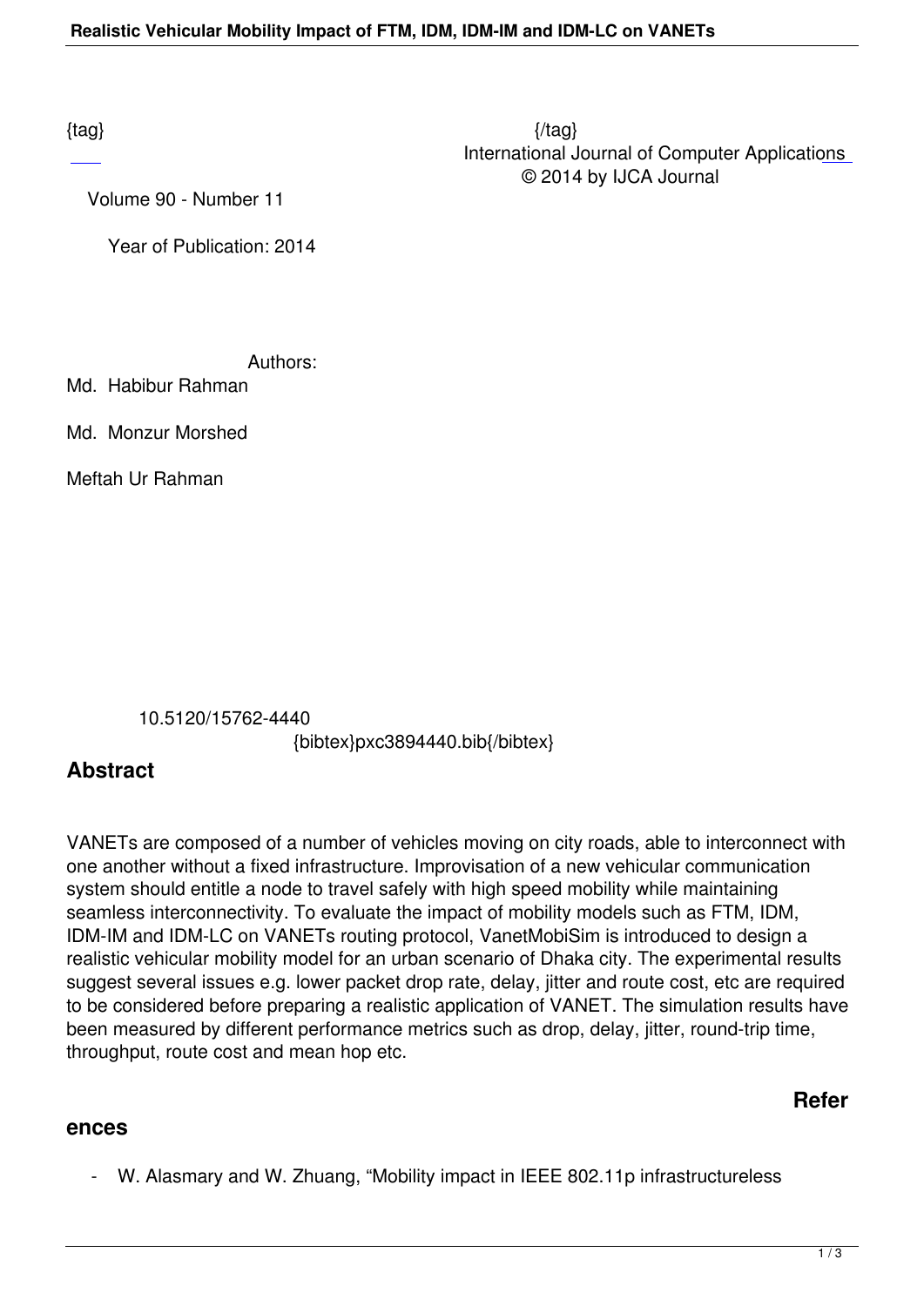{tag} {/tag}
International Journal of Computer Applications
© 2014 by IJCA Journal

Volume 90 - Number 11

Year of Publication: 2014

Authors:

Md. Habibur Rahman

Md. Monzur Morshed

Meftah Ur Rahman

10.5120/15762-4440
{bibtex}pxc3894440.bib{/bibtex}

## Abstract

VANETs are composed of a number of vehicles moving on city roads, able to interconnect with one another without a fixed infrastructure. Improvisation of a new vehicular communication system should entitle a node to travel safely with high speed mobility while maintaining seamless interconnectivity. To evaluate the impact of mobility models such as FTM, IDM, IDM-IM and IDM-LC on VANETs routing protocol, VanetMobiSim is introduced to design a realistic vehicular mobility model for an urban scenario of Dhaka city. The experimental results suggest several issues e.g. lower packet drop rate, delay, jitter and route cost, etc are required to be considered before preparing a realistic application of VANET. The simulation results have been measured by different performance metrics such as drop, delay, jitter, round-trip time, throughput, route cost and mean hop etc.

## References

- W. Alasmary and W. Zhuang, "Mobility impact in IEEE 802.11p infrastructureless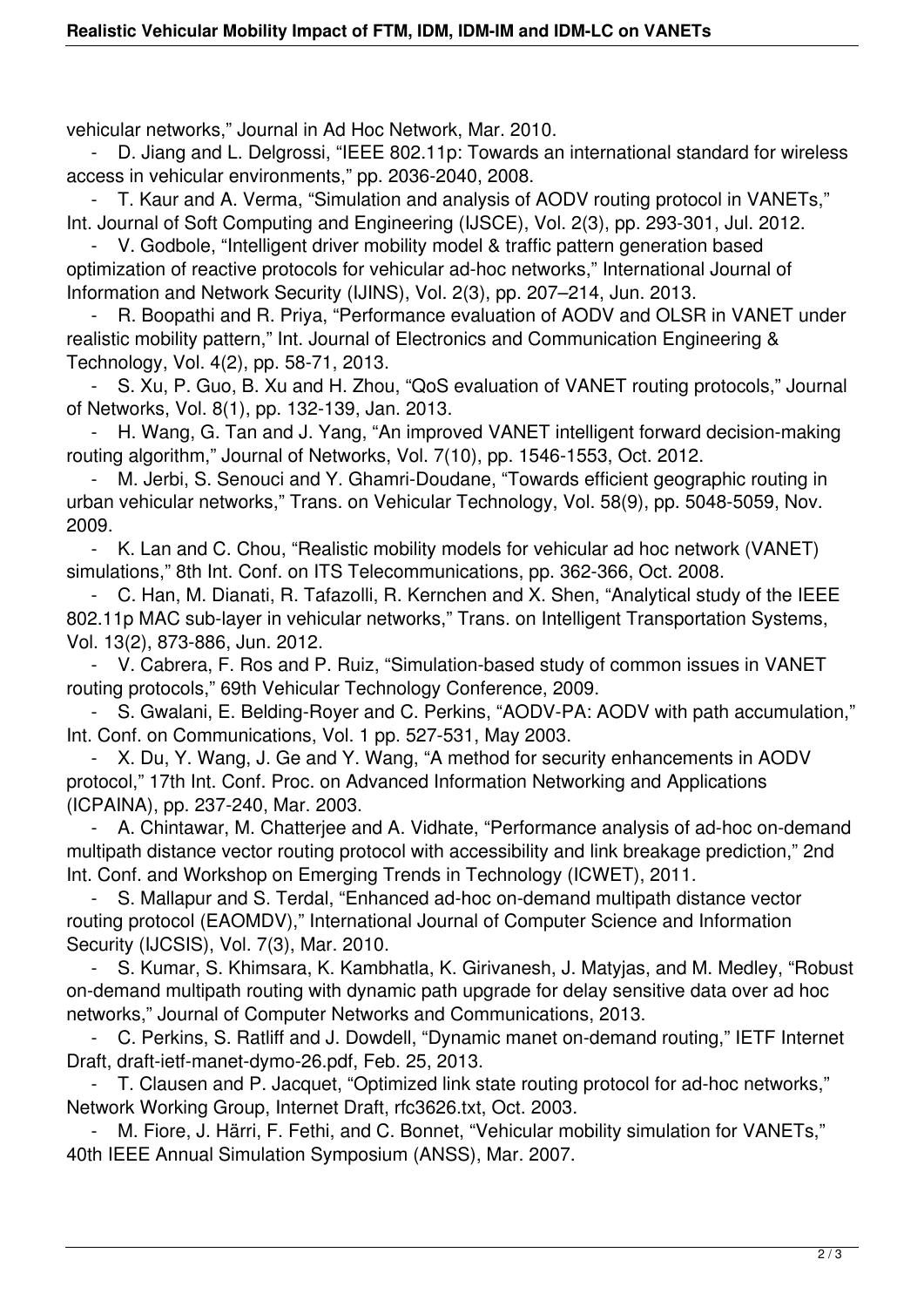vehicular networks," Journal in Ad Hoc Network, Mar. 2010.

- D. Jiang and L. Delgrossi, "IEEE 802.11p: Towards an international standard for wireless access in vehicular environments," pp. 2036-2040, 2008.
- T. Kaur and A. Verma, "Simulation and analysis of AODV routing protocol in VANETs," Int. Journal of Soft Computing and Engineering (IJSCE), Vol. 2(3), pp. 293-301, Jul. 2012.
- V. Godbole, "Intelligent driver mobility model & traffic pattern generation based optimization of reactive protocols for vehicular ad-hoc networks," International Journal of Information and Network Security (IJINS), Vol. 2(3), pp. 207–214, Jun. 2013.
- R. Boopathi and R. Priya, "Performance evaluation of AODV and OLSR in VANET under realistic mobility pattern," Int. Journal of Electronics and Communication Engineering & Technology, Vol. 4(2), pp. 58-71, 2013.
- S. Xu, P. Guo, B. Xu and H. Zhou, "QoS evaluation of VANET routing protocols," Journal of Networks, Vol. 8(1), pp. 132-139, Jan. 2013.
- H. Wang, G. Tan and J. Yang, "An improved VANET intelligent forward decision-making routing algorithm," Journal of Networks, Vol. 7(10), pp. 1546-1553, Oct. 2012.
- M. Jerbi, S. Senouci and Y. Ghamri-Doudane, "Towards efficient geographic routing in urban vehicular networks," Trans. on Vehicular Technology, Vol. 58(9), pp. 5048-5059, Nov. 2009.
- K. Lan and C. Chou, "Realistic mobility models for vehicular ad hoc network (VANET) simulations," 8th Int. Conf. on ITS Telecommunications, pp. 362-366, Oct. 2008.
- C. Han, M. Dianati, R. Tafazolli, R. Kernchen and X. Shen, "Analytical study of the IEEE 802.11p MAC sub-layer in vehicular networks," Trans. on Intelligent Transportation Systems, Vol. 13(2), 873-886, Jun. 2012.
- V. Cabrera, F. Ros and P. Ruiz, "Simulation-based study of common issues in VANET routing protocols," 69th Vehicular Technology Conference, 2009.
- S. Gwalani, E. Belding-Royer and C. Perkins, "AODV-PA: AODV with path accumulation," Int. Conf. on Communications, Vol. 1 pp. 527-531, May 2003.
- X. Du, Y. Wang, J. Ge and Y. Wang, "A method for security enhancements in AODV protocol," 17th Int. Conf. Proc. on Advanced Information Networking and Applications (ICPAINA), pp. 237-240, Mar. 2003.
- A. Chintawar, M. Chatterjee and A. Vidhate, "Performance analysis of ad-hoc on-demand multipath distance vector routing protocol with accessibility and link breakage prediction," 2nd Int. Conf. and Workshop on Emerging Trends in Technology (ICWET), 2011.
- S. Mallapur and S. Terdal, "Enhanced ad-hoc on-demand multipath distance vector routing protocol (EAOMDV)," International Journal of Computer Science and Information Security (IJCSIS), Vol. 7(3), Mar. 2010.
- S. Kumar, S. Khimsara, K. Kambhatla, K. Girivanesh, J. Matyjas, and M. Medley, "Robust on-demand multipath routing with dynamic path upgrade for delay sensitive data over ad hoc networks," Journal of Computer Networks and Communications, 2013.
- C. Perkins, S. Ratliff and J. Dowdell, "Dynamic manet on-demand routing," IETF Internet Draft, draft-ietf-manet-dymo-26.pdf, Feb. 25, 2013.
- T. Clausen and P. Jacquet, "Optimized link state routing protocol for ad-hoc networks," Network Working Group, Internet Draft, rfc3626.txt, Oct. 2003.
- M. Fiore, J. Härri, F. Fethi, and C. Bonnet, "Vehicular mobility simulation for VANETs," 40th IEEE Annual Simulation Symposium (ANSS), Mar. 2007.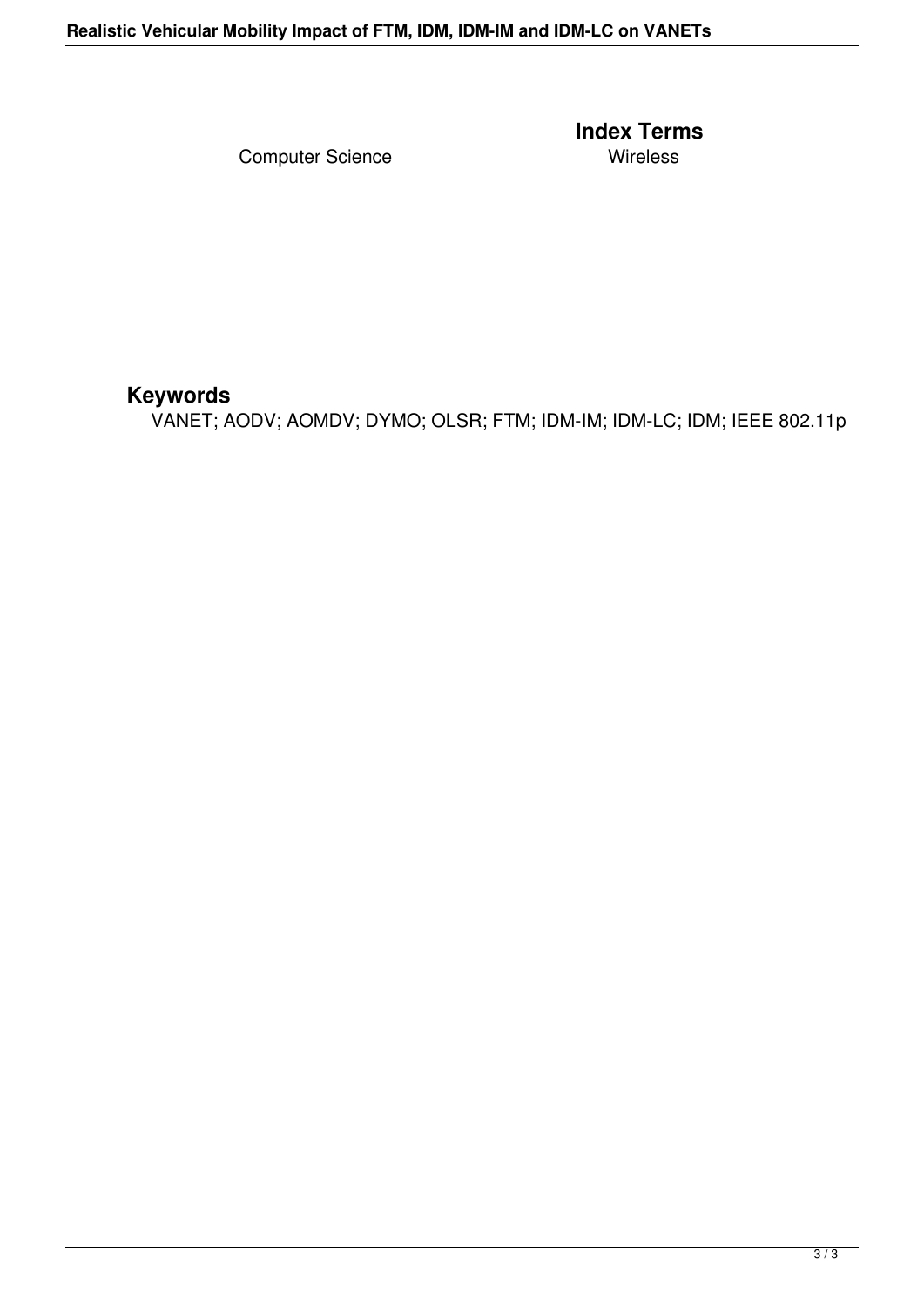Computer Science

## Index Terms

Wireless

## Keywords

VANET; AODV; AOMDV; DYMO; OLSR; FTM; IDM-IM; IDM-LC; IDM; IEEE 802.11p